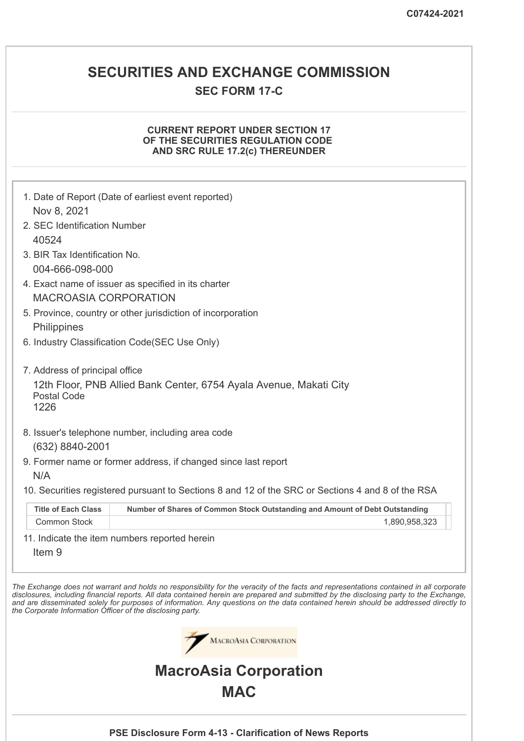C07424-2021

# SECURITIES AND EXCHANGE COMMISSION

## SEC FORM 17-C

### CURRENT REPORT UNDER SECTION 17 OF THE SECURITIES REGULATION CODE AND SRC RULE 17.2(c) THEREUNDER

1. Date of Report (Date of earliest event reported)
   Nov 8, 2021
2. SEC Identification Number
   40524
3. BIR Tax Identification No.
   004-666-098-000
4. Exact name of issuer as specified in its charter
   MACROASIA CORPORATION
5. Province, country or other jurisdiction of incorporation
   Philippines
6. Industry Classification Code(SEC Use Only)

7. Address of principal office
   12th Floor, PNB Allied Bank Center, 6754 Ayala Avenue, Makati City
   Postal Code
   1226
8. Issuer's telephone number, including area code
   (632) 8840-2001
9. Former name or former address, if changed since last report
   N/A
10. Securities registered pursuant to Sections 8 and 12 of the SRC or Sections 4 and 8 of the RSA

| Title of Each Class | Number of Shares of Common Stock Outstanding and Amount of Debt Outstanding |
|---|---|
| Common Stock | 1,890,958,323 |

11. Indicate the item numbers reported herein
    Item 9

*The Exchange does not warrant and holds no responsibility for the veracity of the facts and representations contained in all corporate disclosures, including financial reports. All data contained herein are prepared and submitted by the disclosing party to the Exchange, and are disseminated solely for purposes of information. Any questions on the data contained herein should be addressed directly to the Corporate Information Officer of the disclosing party.*

MacroAsia Corporation

# MacroAsia Corporation

# MAC

### PSE Disclosure Form 4-13 - Clarification of News Reports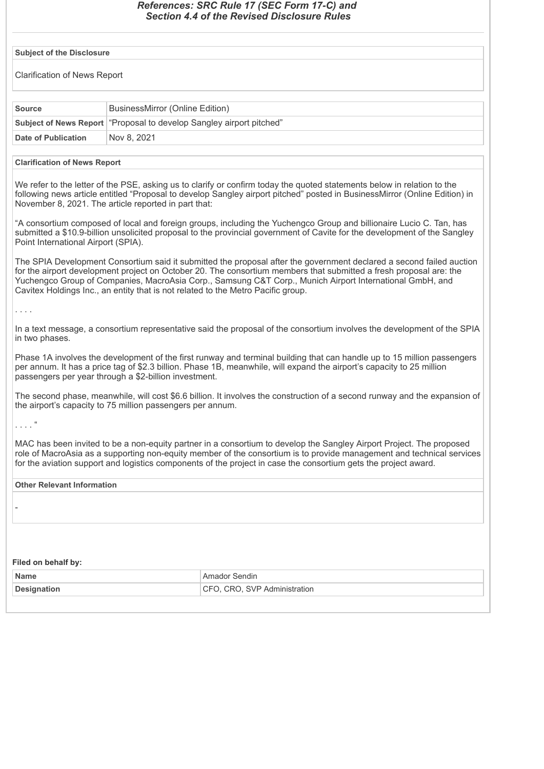***References: SRC Rule 17 (SEC Form 17-C) and Section 4.4 of the Revised Disclosure Rules***

**Subject of the Disclosure**

Clarification of News Report

| | |
|---|---|
| **Source** | BusinessMirror (Online Edition) |
| **Subject of News Report** | "Proposal to develop Sangley airport pitched" |
| **Date of Publication** | Nov 8, 2021 |

**Clarification of News Report**

We refer to the letter of the PSE, asking us to clarify or confirm today the quoted statements below in relation to the following news article entitled "Proposal to develop Sangley airport pitched" posted in BusinessMirror (Online Edition) in November 8, 2021. The article reported in part that:

"A consortium composed of local and foreign groups, including the Yuchengco Group and billionaire Lucio C. Tan, has submitted a $10.9-billion unsolicited proposal to the provincial government of Cavite for the development of the Sangley Point International Airport (SPIA).

The SPIA Development Consortium said it submitted the proposal after the government declared a second failed auction for the airport development project on October 20. The consortium members that submitted a fresh proposal are: the Yuchengco Group of Companies, MacroAsia Corp., Samsung C&T Corp., Munich Airport International GmbH, and Cavitex Holdings Inc., an entity that is not related to the Metro Pacific group.

. . . .

In a text message, a consortium representative said the proposal of the consortium involves the development of the SPIA in two phases.

Phase 1A involves the development of the first runway and terminal building that can handle up to 15 million passengers per annum. It has a price tag of $2.3 billion. Phase 1B, meanwhile, will expand the airport's capacity to 25 million passengers per year through a $2-billion investment.

The second phase, meanwhile, will cost $6.6 billion. It involves the construction of a second runway and the expansion of the airport's capacity to 75 million passengers per annum.

. . . . "

MAC has been invited to be a non-equity partner in a consortium to develop the Sangley Airport Project. The proposed role of MacroAsia as a supporting non-equity member of the consortium is to provide management and technical services for the aviation support and logistics components of the project in case the consortium gets the project award.

**Other Relevant Information**

-

**Filed on behalf by:**

| | |
|---|---|
| **Name** | Amador Sendin |
| **Designation** | CFO, CRO, SVP Administration |